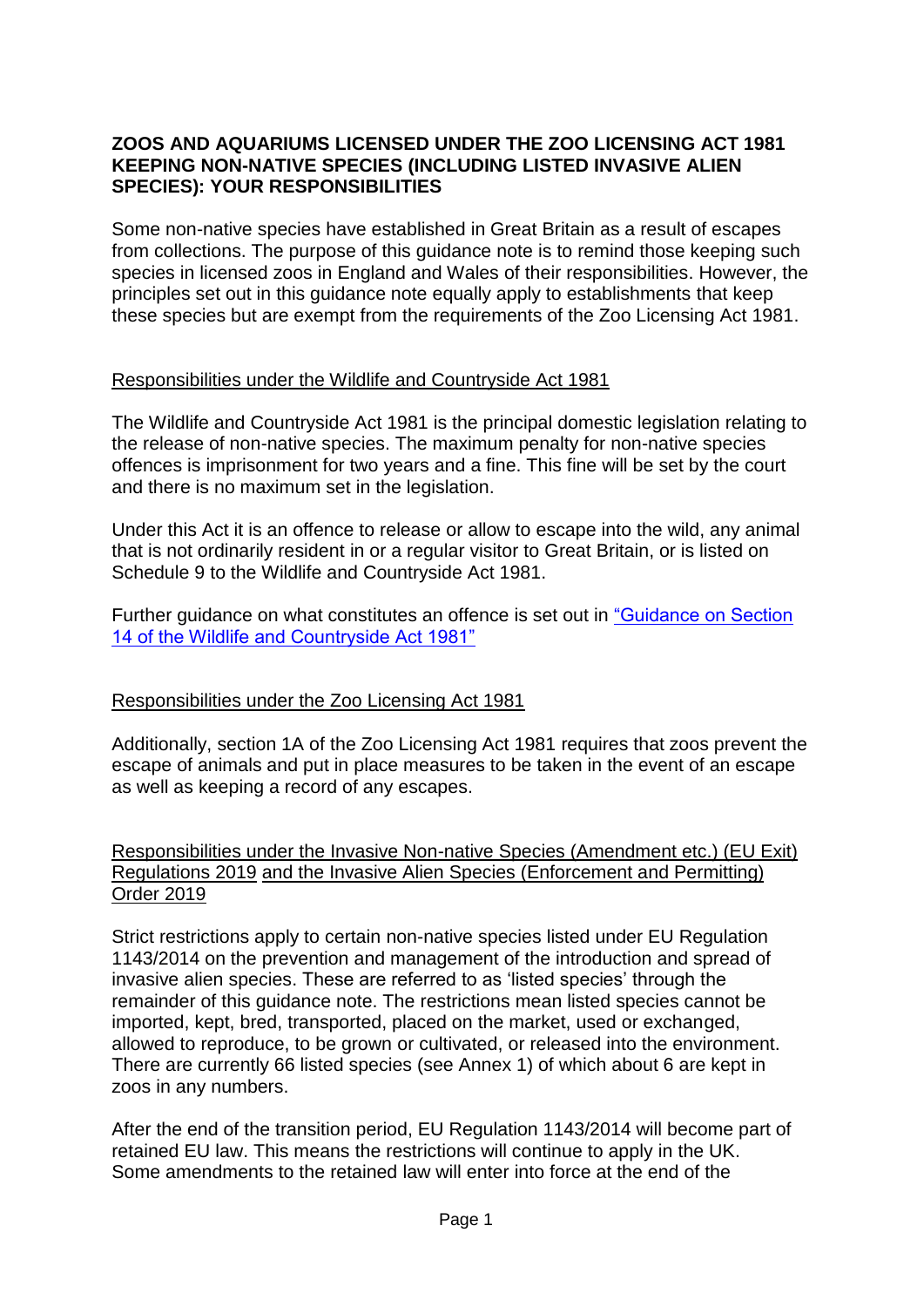# ZOOS AND AQUARIUMS LICENSED UNDER THE ZOO LICENSING ACT 1981 KEEPING NON-NATIVE SPECIES (INCLUDING LISTED INVASIVE ALIEN SPECIES): YOUR RESPONSIBILITIES

Some non-native species have established in Great Britain as a result of escapes from collections. The purpose of this guidance note is to remind those keeping such species in licensed zoos in England and Wales of their responsibilities. However, the principles set out in this guidance note equally apply to establishments that keep these species but are exempt from the requirements of the Zoo Licensing Act 1981.

## Responsibilities under the Wildlife and Countryside Act 1981

The Wildlife and Countryside Act 1981 is the principal domestic legislation relating to the release of non-native species. The maximum penalty for non-native species offences is imprisonment for two years and a fine. This fine will be set by the court and there is no maximum set in the legislation.

Under this Act it is an offence to release or allow to escape into the wild, any animal that is not ordinarily resident in or a regular visitor to Great Britain, or is listed on Schedule 9 to the Wildlife and Countryside Act 1981.

Further guidance on what constitutes an offence is set out in "Guidance on Section 14 of the Wildlife and Countryside Act 1981"

## Responsibilities under the Zoo Licensing Act 1981

Additionally, section 1A of the Zoo Licensing Act 1981 requires that zoos prevent the escape of animals and put in place measures to be taken in the event of an escape as well as keeping a record of any escapes.

## Responsibilities under the Invasive Non-native Species (Amendment etc.) (EU Exit) Regulations 2019 and the Invasive Alien Species (Enforcement and Permitting) Order 2019

Strict restrictions apply to certain non-native species listed under EU Regulation 1143/2014 on the prevention and management of the introduction and spread of invasive alien species. These are referred to as 'listed species' through the remainder of this guidance note. The restrictions mean listed species cannot be imported, kept, bred, transported, placed on the market, used or exchanged, allowed to reproduce, to be grown or cultivated, or released into the environment. There are currently 66 listed species (see Annex 1) of which about 6 are kept in zoos in any numbers.

After the end of the transition period, EU Regulation 1143/2014 will become part of retained EU law. This means the restrictions will continue to apply in the UK. Some amendments to the retained law will enter into force at the end of the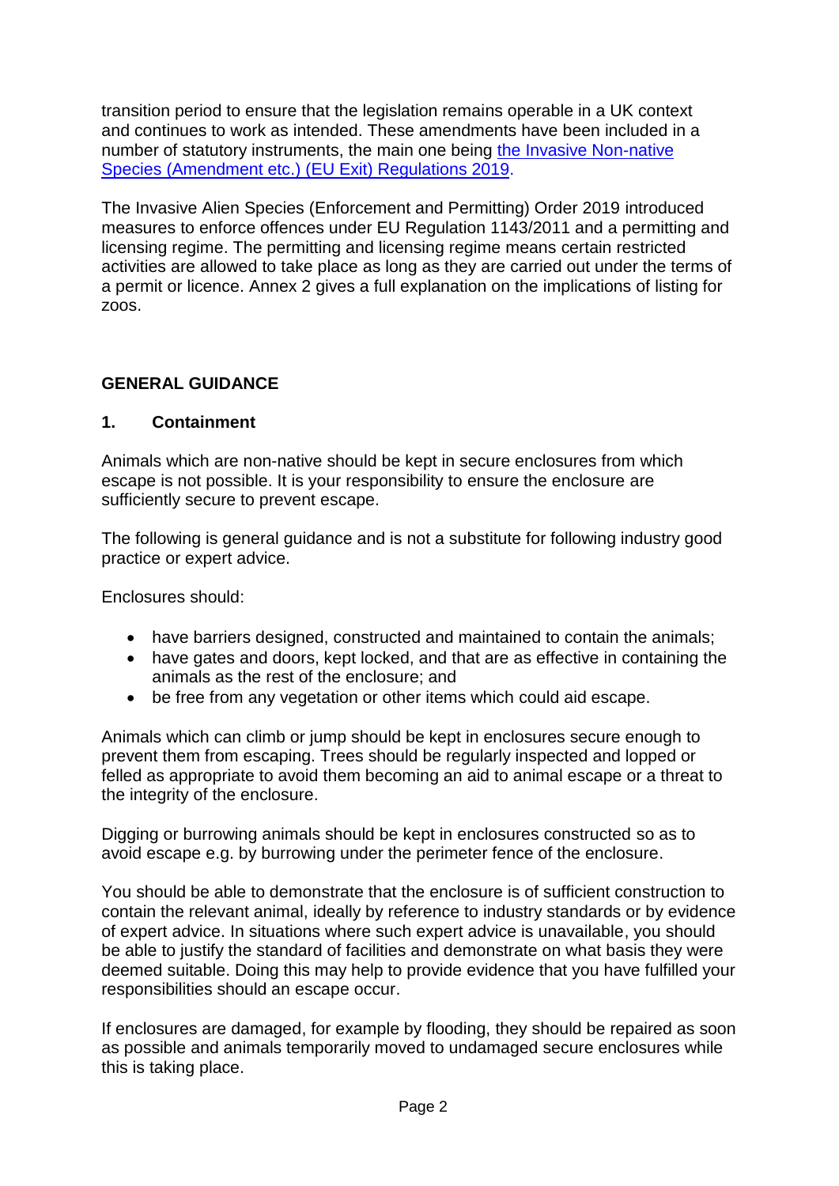transition period to ensure that the legislation remains operable in a UK context and continues to work as intended. These amendments have been included in a number of statutory instruments, the main one being [the Invasive Non-native Species (Amendment etc.) (EU Exit) Regulations 2019](#).

The Invasive Alien Species (Enforcement and Permitting) Order 2019 introduced measures to enforce offences under EU Regulation 1143/2011 and a permitting and licensing regime. The permitting and licensing regime means certain restricted activities are allowed to take place as long as they are carried out under the terms of a permit or licence. Annex 2 gives a full explanation on the implications of listing for zoos.

## GENERAL GUIDANCE

### 1. Containment

Animals which are non-native should be kept in secure enclosures from which escape is not possible. It is your responsibility to ensure the enclosure are sufficiently secure to prevent escape.

The following is general guidance and is not a substitute for following industry good practice or expert advice.

Enclosures should:

- have barriers designed, constructed and maintained to contain the animals;
- have gates and doors, kept locked, and that are as effective in containing the animals as the rest of the enclosure; and
- be free from any vegetation or other items which could aid escape.

Animals which can climb or jump should be kept in enclosures secure enough to prevent them from escaping. Trees should be regularly inspected and lopped or felled as appropriate to avoid them becoming an aid to animal escape or a threat to the integrity of the enclosure.

Digging or burrowing animals should be kept in enclosures constructed so as to avoid escape e.g. by burrowing under the perimeter fence of the enclosure.

You should be able to demonstrate that the enclosure is of sufficient construction to contain the relevant animal, ideally by reference to industry standards or by evidence of expert advice. In situations where such expert advice is unavailable, you should be able to justify the standard of facilities and demonstrate on what basis they were deemed suitable. Doing this may help to provide evidence that you have fulfilled your responsibilities should an escape occur.

If enclosures are damaged, for example by flooding, they should be repaired as soon as possible and animals temporarily moved to undamaged secure enclosures while this is taking place.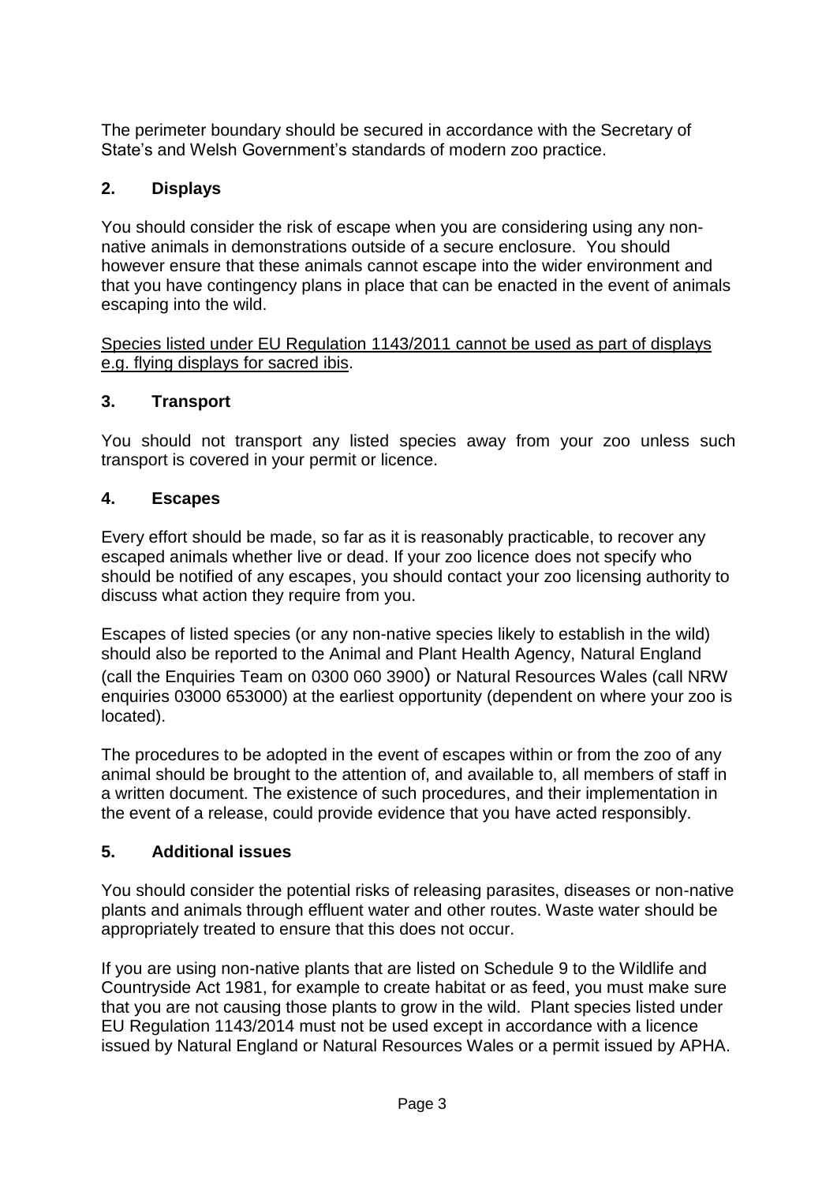The perimeter boundary should be secured in accordance with the Secretary of State's and Welsh Government's standards of modern zoo practice.

## 2. Displays

You should consider the risk of escape when you are considering using any non-native animals in demonstrations outside of a secure enclosure. You should however ensure that these animals cannot escape into the wider environment and that you have contingency plans in place that can be enacted in the event of animals escaping into the wild.

<u>Species listed under EU Regulation 1143/2011 cannot be used as part of displays e.g. flying displays for sacred ibis</u>.

## 3. Transport

You should not transport any listed species away from your zoo unless such transport is covered in your permit or licence.

## 4. Escapes

Every effort should be made, so far as it is reasonably practicable, to recover any escaped animals whether live or dead. If your zoo licence does not specify who should be notified of any escapes, you should contact your zoo licensing authority to discuss what action they require from you.

Escapes of listed species (or any non-native species likely to establish in the wild) should also be reported to the Animal and Plant Health Agency, Natural England (call the Enquiries Team on 0300 060 3900) or Natural Resources Wales (call NRW enquiries 03000 653000) at the earliest opportunity (dependent on where your zoo is located).

The procedures to be adopted in the event of escapes within or from the zoo of any animal should be brought to the attention of, and available to, all members of staff in a written document. The existence of such procedures, and their implementation in the event of a release, could provide evidence that you have acted responsibly.

## 5. Additional issues

You should consider the potential risks of releasing parasites, diseases or non-native plants and animals through effluent water and other routes. Waste water should be appropriately treated to ensure that this does not occur.

If you are using non-native plants that are listed on Schedule 9 to the Wildlife and Countryside Act 1981, for example to create habitat or as feed, you must make sure that you are not causing those plants to grow in the wild. Plant species listed under EU Regulation 1143/2014 must not be used except in accordance with a licence issued by Natural England or Natural Resources Wales or a permit issued by APHA.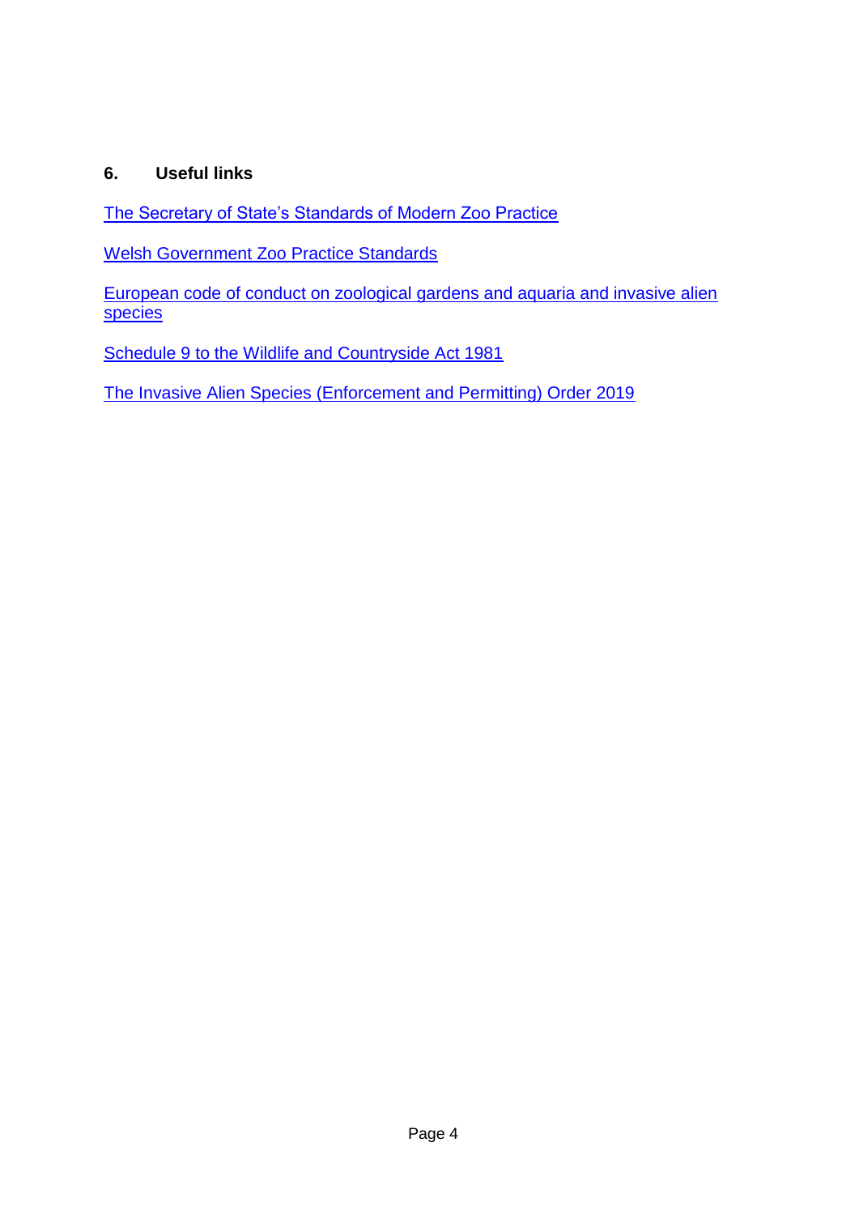## 6. Useful links

The Secretary of State’s Standards of Modern Zoo Practice

Welsh Government Zoo Practice Standards

European code of conduct on zoological gardens and aquaria and invasive alien species

Schedule 9 to the Wildlife and Countryside Act 1981

The Invasive Alien Species (Enforcement and Permitting) Order 2019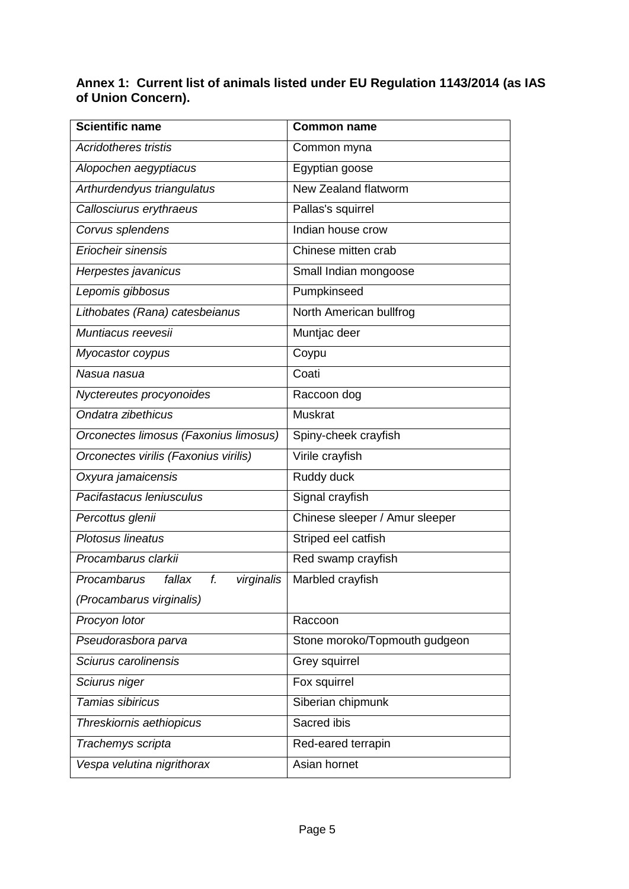**Annex 1: Current list of animals listed under EU Regulation 1143/2014 (as IAS of Union Concern).**

| Scientific name | Common name |
|---|---|
| *Acridotheres tristis* | Common myna |
| *Alopochen aegyptiacus* | Egyptian goose |
| *Arthurdendyus triangulatus* | New Zealand flatworm |
| *Callosciurus erythraeus* | Pallas's squirrel |
| *Corvus splendens* | Indian house crow |
| *Eriocheir sinensis* | Chinese mitten crab |
| *Herpestes javanicus* | Small Indian mongoose |
| *Lepomis gibbosus* | Pumpkinseed |
| *Lithobates (Rana) catesbeianus* | North American bullfrog |
| *Muntiacus reevesii* | Muntjac deer |
| *Myocastor coypus* | Coypu |
| *Nasua nasua* | Coati |
| *Nyctereutes procyonoides* | Raccoon dog |
| *Ondatra zibethicus* | Muskrat |
| *Orconectes limosus (Faxonius limosus)* | Spiny-cheek crayfish |
| *Orconectes virilis (Faxonius virilis)* | Virile crayfish |
| *Oxyura jamaicensis* | Ruddy duck |
| *Pacifastacus leniusculus* | Signal crayfish |
| *Percottus glenii* | Chinese sleeper / Amur sleeper |
| *Plotosus lineatus* | Striped eel catfish |
| *Procambarus clarkii* | Red swamp crayfish |
| *Procambarus fallax f. virginalis (Procambarus virginalis)* | Marbled crayfish |
| *Procyon lotor* | Raccoon |
| *Pseudorasbora parva* | Stone moroko/Topmouth gudgeon |
| *Sciurus carolinensis* | Grey squirrel |
| *Sciurus niger* | Fox squirrel |
| *Tamias sibiricus* | Siberian chipmunk |
| *Threskiornis aethiopicus* | Sacred ibis |
| *Trachemys scripta* | Red-eared terrapin |
| *Vespa velutina nigrithorax* | Asian hornet |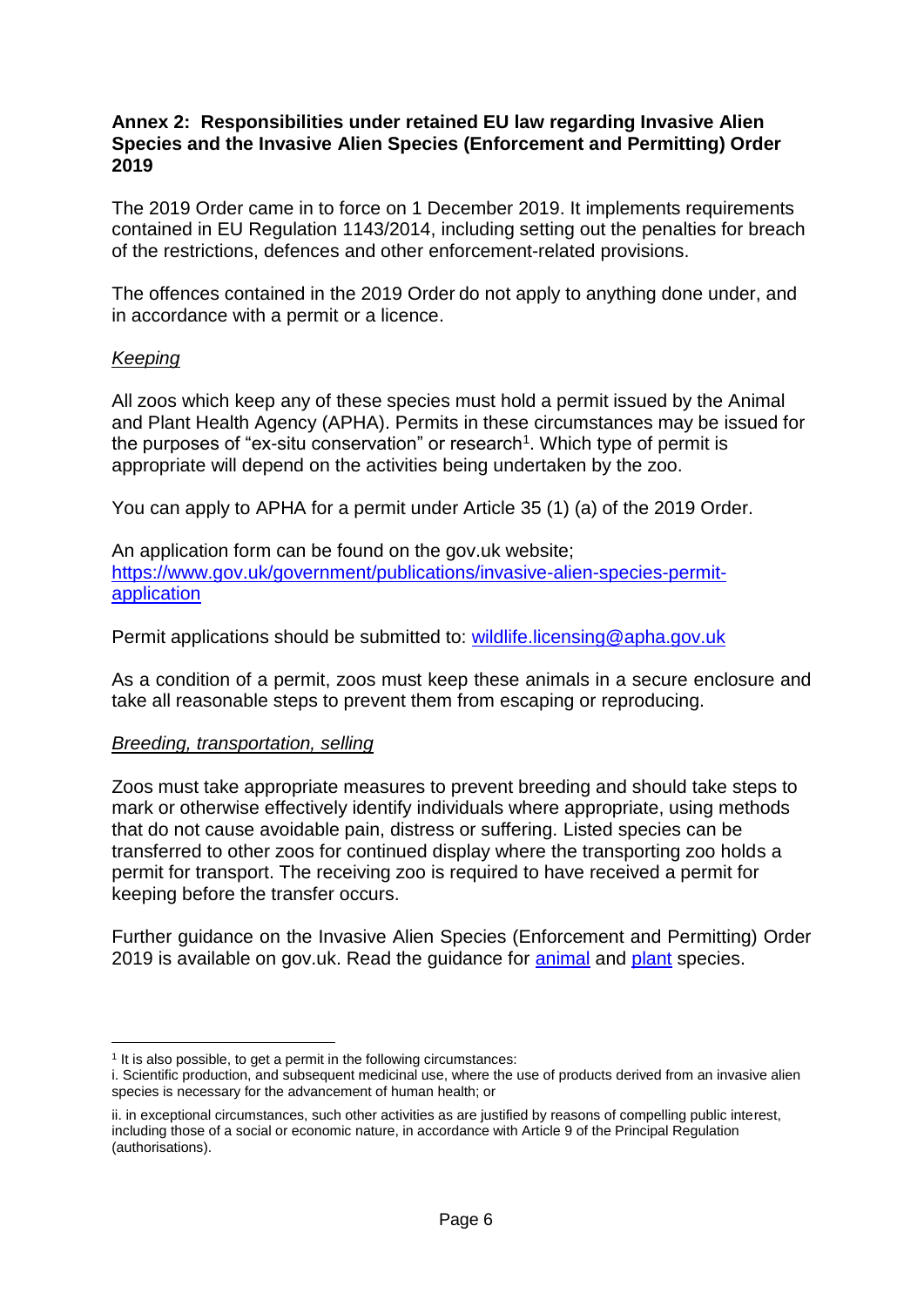**Annex 2: Responsibilities under retained EU law regarding Invasive Alien Species and the Invasive Alien Species (Enforcement and Permitting) Order 2019**

The 2019 Order came in to force on 1 December 2019. It implements requirements contained in EU Regulation 1143/2014, including setting out the penalties for breach of the restrictions, defences and other enforcement-related provisions.

The offences contained in the 2019 Order do not apply to anything done under, and in accordance with a permit or a licence.

*Keeping*

All zoos which keep any of these species must hold a permit issued by the Animal and Plant Health Agency (APHA). Permits in these circumstances may be issued for the purposes of “ex-situ conservation” or research[1]. Which type of permit is appropriate will depend on the activities being undertaken by the zoo.

You can apply to APHA for a permit under Article 35 (1) (a) of the 2019 Order.

An application form can be found on the gov.uk website; [https://www.gov.uk/government/publications/invasive-alien-species-permit-application](https://www.gov.uk/government/publications/invasive-alien-species-permit-application)

Permit applications should be submitted to: [wildlife.licensing@apha.gov.uk](mailto:wildlife.licensing@apha.gov.uk)

As a condition of a permit, zoos must keep these animals in a secure enclosure and take all reasonable steps to prevent them from escaping or reproducing.

*Breeding, transportation, selling*

Zoos must take appropriate measures to prevent breeding and should take steps to mark or otherwise effectively identify individuals where appropriate, using methods that do not cause avoidable pain, distress or suffering. Listed species can be transferred to other zoos for continued display where the transporting zoo holds a permit for transport. The receiving zoo is required to have received a permit for keeping before the transfer occurs.

Further guidance on the Invasive Alien Species (Enforcement and Permitting) Order 2019 is available on gov.uk. Read the guidance for animal and plant species.

---

[1] It is also possible, to get a permit in the following circumstances:

i. Scientific production, and subsequent medicinal use, where the use of products derived from an invasive alien species is necessary for the advancement of human health; or

ii. in exceptional circumstances, such other activities as are justified by reasons of compelling public interest, including those of a social or economic nature, in accordance with Article 9 of the Principal Regulation (authorisations).